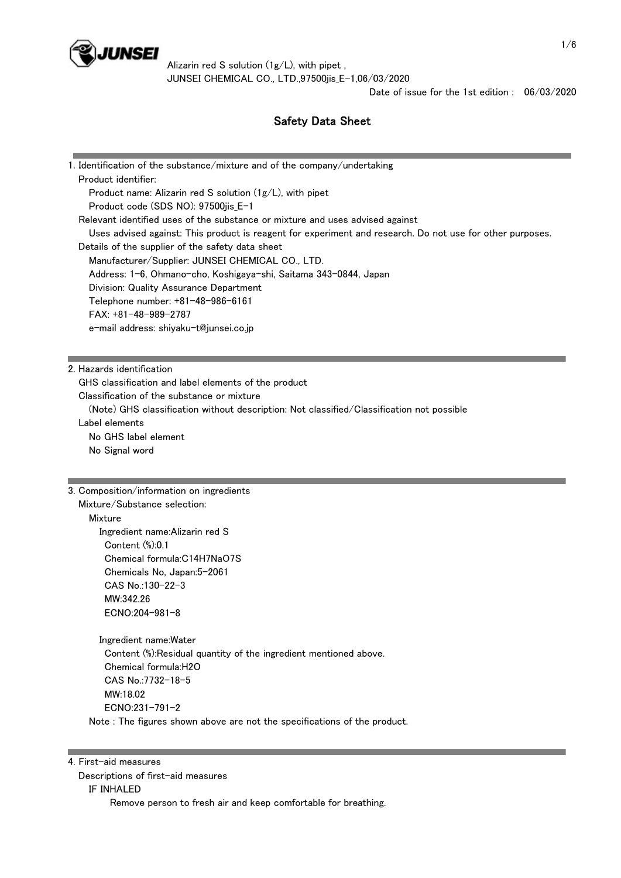Alizarin red S solution (1g/L), with pipet ,
JUNSEI CHEMICAL CO., LTD.,97500jis_E-1,06/03/2020
Date of issue for the 1st edition : 06/03/2020

# Safety Data Sheet

## 1. Identification of the substance/mixture and of the company/undertaking

Product identifier:
- Product name: Alizarin red S solution (1g/L), with pipet
- Product code (SDS NO): 97500jis_E-1

Relevant identified uses of the substance or mixture and uses advised against
- Uses advised against: This product is reagent for experiment and research. Do not use for other purposes.

Details of the supplier of the safety data sheet
- Manufacturer/Supplier: JUNSEI CHEMICAL CO., LTD.
- Address: 1-6, Ohmano-cho, Koshigaya-shi, Saitama 343-0844, Japan
- Division: Quality Assurance Department
- Telephone number: +81-48-986-6161
- FAX: +81-48-989-2787
- e-mail address: shiyaku-t@junsei.co.jp

## 2. Hazards identification

GHS classification and label elements of the product

Classification of the substance or mixture
- (Note) GHS classification without description: Not classified/Classification not possible

Label elements
- No GHS label element
- No Signal word

## 3. Composition/information on ingredients

Mixture/Substance selection:

Mixture

Ingredient name:Alizarin red S
- Content (%):0.1
- Chemical formula:$C_{14}H_7NaO_7S$
- Chemicals No, Japan:5-2061
- CAS No.:130-22-3
- MW:342.26
- ECNO:204-981-8

Ingredient name:Water
- Content (%):Residual quantity of the ingredient mentioned above.
- Chemical formula:$H_2O$
- CAS No.:7732-18-5
- MW:18.02
- ECNO:231-791-2

Note : The figures shown above are not the specifications of the product.

## 4. First-aid measures

Descriptions of first-aid measures

IF INHALED

Remove person to fresh air and keep comfortable for breathing.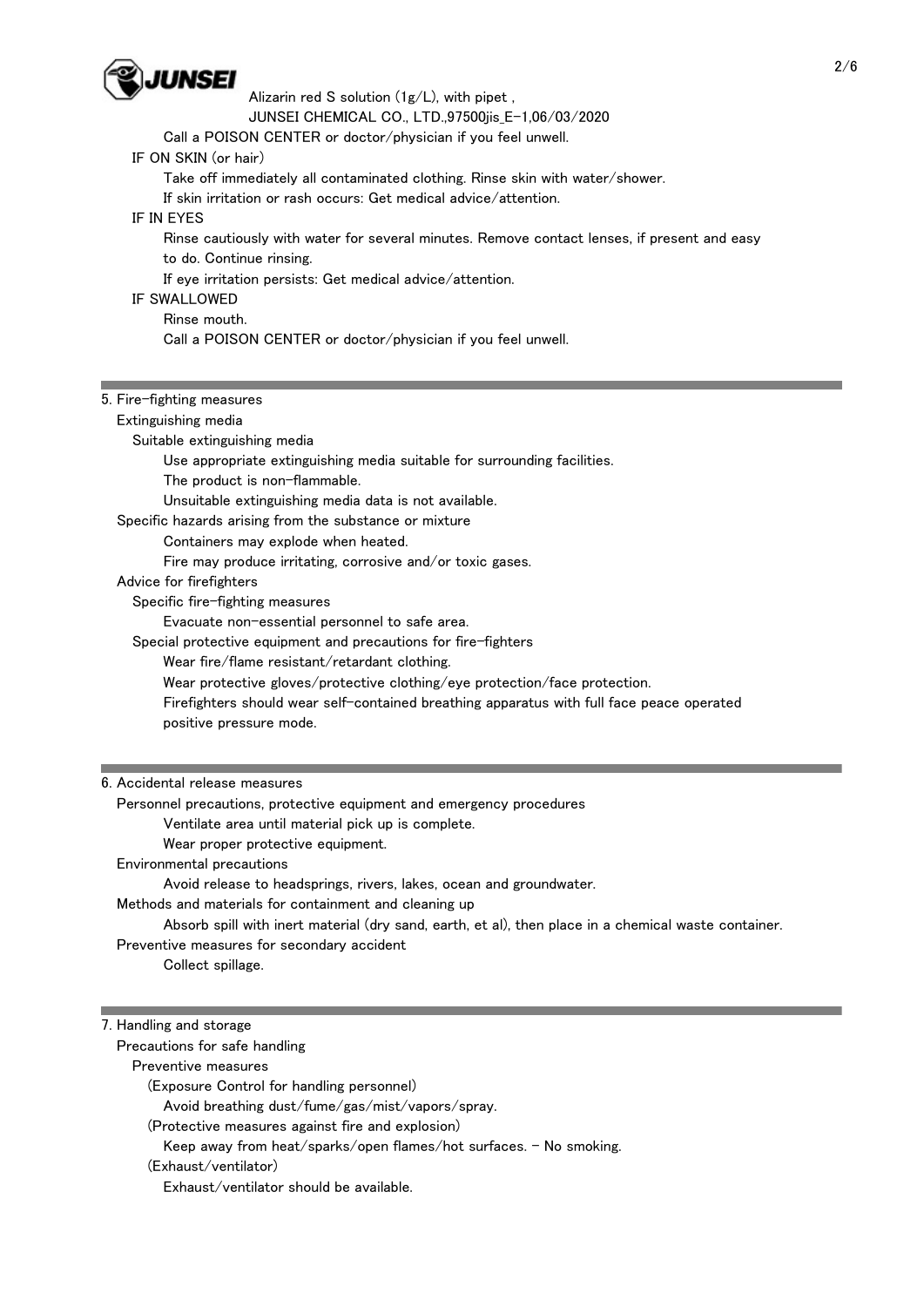Call a POISON CENTER or doctor/physician if you feel unwell.

IF ON SKIN (or hair)

Take off immediately all contaminated clothing. Rinse skin with water/shower.

If skin irritation or rash occurs: Get medical advice/attention.

IF IN EYES

Rinse cautiously with water for several minutes. Remove contact lenses, if present and easy to do. Continue rinsing.

If eye irritation persists: Get medical advice/attention.

IF SWALLOWED

Rinse mouth.

Call a POISON CENTER or doctor/physician if you feel unwell.

## 5. Fire-fighting measures

Extinguishing media

Suitable extinguishing media

Use appropriate extinguishing media suitable for surrounding facilities.

The product is non-flammable.

Unsuitable extinguishing media data is not available.

Specific hazards arising from the substance or mixture

Containers may explode when heated.

Fire may produce irritating, corrosive and/or toxic gases.

Advice for firefighters

Specific fire-fighting measures

Evacuate non-essential personnel to safe area.

Special protective equipment and precautions for fire-fighters

Wear fire/flame resistant/retardant clothing.

Wear protective gloves/protective clothing/eye protection/face protection.

Firefighters should wear self-contained breathing apparatus with full face peace operated positive pressure mode.

## 6. Accidental release measures

Personnel precautions, protective equipment and emergency procedures

Ventilate area until material pick up is complete.

Wear proper protective equipment.

Environmental precautions

Avoid release to headsprings, rivers, lakes, ocean and groundwater.

Methods and materials for containment and cleaning up

Absorb spill with inert material (dry sand, earth, et al), then place in a chemical waste container.

Preventive measures for secondary accident

Collect spillage.

## 7. Handling and storage

Precautions for safe handling

Preventive measures

(Exposure Control for handling personnel)

Avoid breathing dust/fume/gas/mist/vapors/spray.

(Protective measures against fire and explosion)

Keep away from heat/sparks/open flames/hot surfaces. - No smoking.

(Exhaust/ventilator)

Exhaust/ventilator should be available.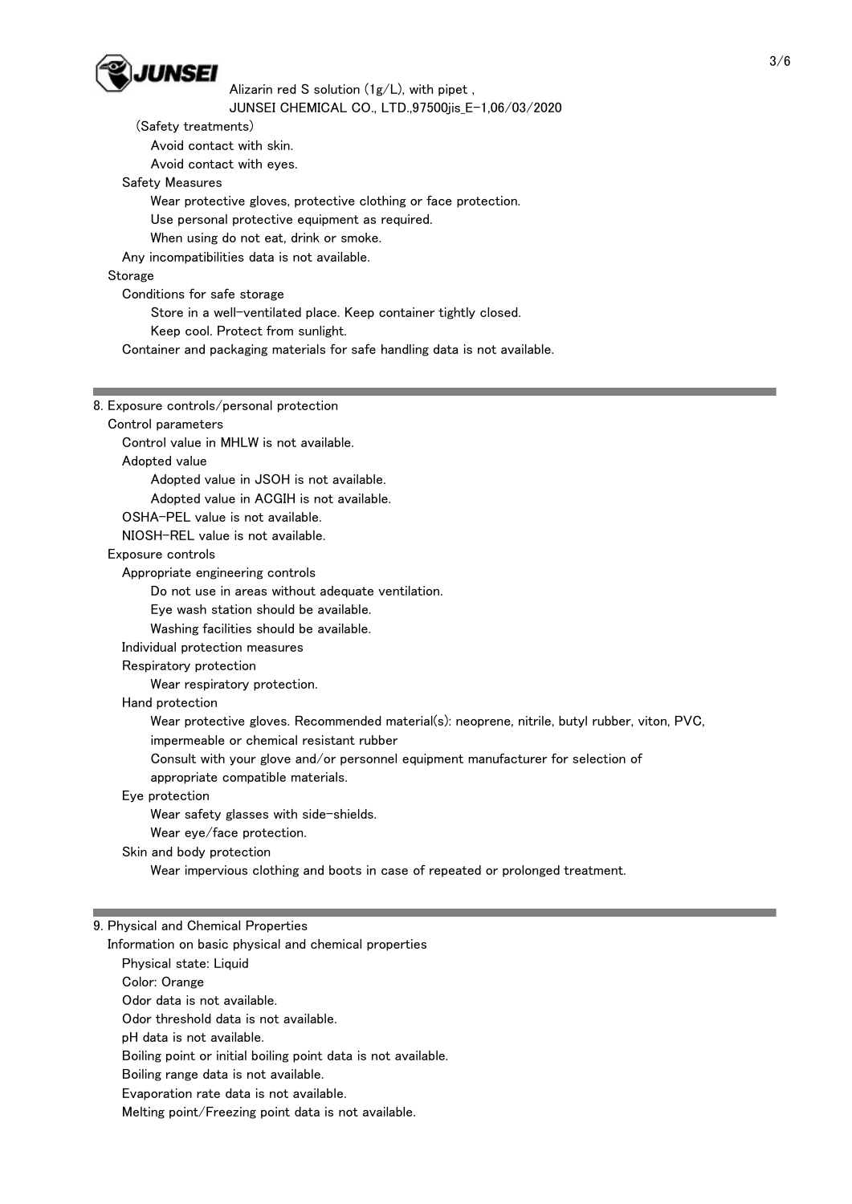(Safety treatments)

Avoid contact with skin.

Avoid contact with eyes.

Safety Measures

Wear protective gloves, protective clothing or face protection.

Use personal protective equipment as required.

When using do not eat, drink or smoke.

Any incompatibilities data is not available.

Storage

Conditions for safe storage

Store in a well-ventilated place. Keep container tightly closed.

Keep cool. Protect from sunlight.

Container and packaging materials for safe handling data is not available.

## 8. Exposure controls/personal protection

Control parameters

Control value in MHLW is not available.

Adopted value

Adopted value in JSOH is not available.

Adopted value in ACGIH is not available.

OSHA-PEL value is not available.

NIOSH-REL value is not available.

Exposure controls

Appropriate engineering controls

Do not use in areas without adequate ventilation.

Eye wash station should be available.

Washing facilities should be available.

Individual protection measures

Respiratory protection

Wear respiratory protection.

Hand protection

Wear protective gloves. Recommended material(s): neoprene, nitrile, butyl rubber, viton, PVC, impermeable or chemical resistant rubber

Consult with your glove and/or personnel equipment manufacturer for selection of appropriate compatible materials.

Eye protection

Wear safety glasses with side-shields.

Wear eye/face protection.

Skin and body protection

Wear impervious clothing and boots in case of repeated or prolonged treatment.

## 9. Physical and Chemical Properties

Information on basic physical and chemical properties

Physical state: Liquid

Color: Orange

Odor data is not available.

Odor threshold data is not available.

pH data is not available.

Boiling point or initial boiling point data is not available.

Boiling range data is not available.

Evaporation rate data is not available.

Melting point/Freezing point data is not available.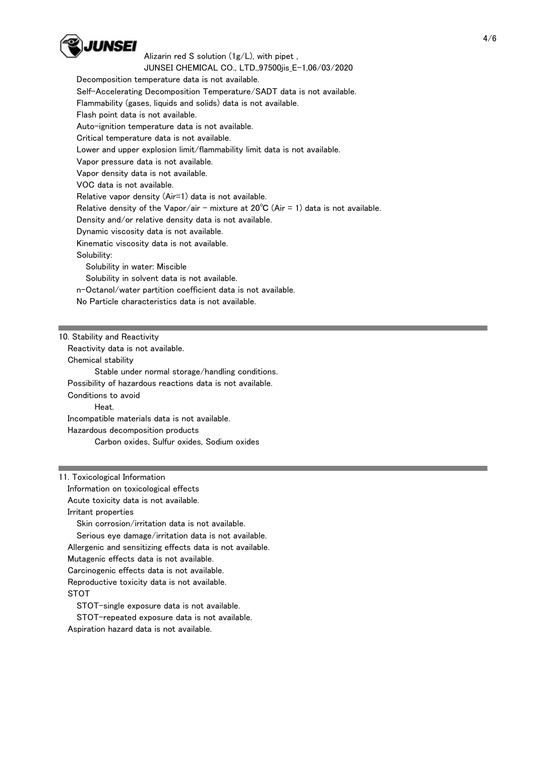Decomposition temperature data is not available.
Self-Accelerating Decomposition Temperature/SADT data is not available.
Flammability (gases, liquids and solids) data is not available.
Flash point data is not available.
Auto-ignition temperature data is not available.
Critical temperature data is not available.
Lower and upper explosion limit/flammability limit data is not available.
Vapor pressure data is not available.
Vapor density data is not available.
VOC data is not available.
Relative vapor density (Air=1) data is not available.
Relative density of the Vapor/air - mixture at 20℃ (Air = 1) data is not available.
Density and/or relative density data is not available.
Dynamic viscosity data is not available.
Kinematic viscosity data is not available.
Solubility:
  Solubility in water: Miscible
  Solubility in solvent data is not available.
n-Octanol/water partition coefficient data is not available.
No Particle characteristics data is not available.

## 10. Stability and Reactivity

Reactivity data is not available.
Chemical stability
  Stable under normal storage/handling conditions.
Possibility of hazardous reactions data is not available.
Conditions to avoid
  Heat.
Incompatible materials data is not available.
Hazardous decomposition products
  Carbon oxides, Sulfur oxides, Sodium oxides

## 11. Toxicological Information

Information on toxicological effects
Acute toxicity data is not available.
Irritant properties
  Skin corrosion/irritation data is not available.
  Serious eye damage/irritation data is not available.
Allergenic and sensitizing effects data is not available.
Mutagenic effects data is not available.
Carcinogenic effects data is not available.
Reproductive toxicity data is not available.
STOT
  STOT-single exposure data is not available.
  STOT-repeated exposure data is not available.
Aspiration hazard data is not available.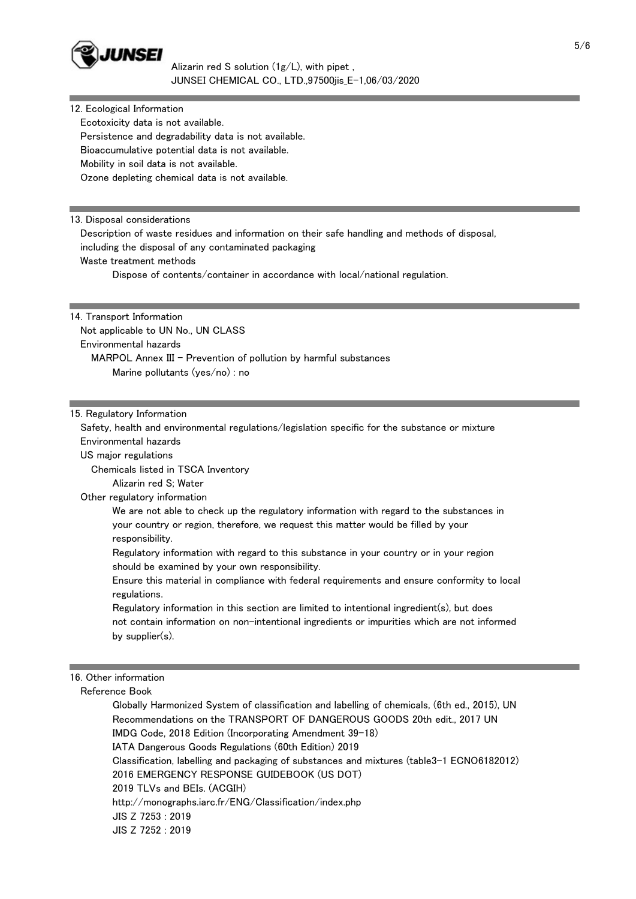## 12. Ecological Information

Ecotoxicity data is not available.
Persistence and degradability data is not available.
Bioaccumulative potential data is not available.
Mobility in soil data is not available.
Ozone depleting chemical data is not available.

## 13. Disposal considerations

Description of waste residues and information on their safe handling and methods of disposal, including the disposal of any contaminated packaging

Waste treatment methods

Dispose of contents/container in accordance with local/national regulation.

## 14. Transport Information

Not applicable to UN No., UN CLASS

Environmental hazards

MARPOL Annex III - Prevention of pollution by harmful substances

Marine pollutants (yes/no) : no

## 15. Regulatory Information

Safety, health and environmental regulations/legislation specific for the substance or mixture

Environmental hazards

US major regulations

Chemicals listed in TSCA Inventory

Alizarin red S; Water

Other regulatory information

We are not able to check up the regulatory information with regard to the substances in your country or region, therefore, we request this matter would be filled by your responsibility.

Regulatory information with regard to this substance in your country or in your region should be examined by your own responsibility.

Ensure this material in compliance with federal requirements and ensure conformity to local regulations.

Regulatory information in this section are limited to intentional ingredient(s), but does not contain information on non-intentional ingredients or impurities which are not informed by supplier(s).

## 16. Other information

Reference Book

Globally Harmonized System of classification and labelling of chemicals, (6th ed., 2015), UN
Recommendations on the TRANSPORT OF DANGEROUS GOODS 20th edit., 2017 UN
IMDG Code, 2018 Edition (Incorporating Amendment 39-18)
IATA Dangerous Goods Regulations (60th Edition) 2019
Classification, labelling and packaging of substances and mixtures (table3-1 ECNO6182012)
2016 EMERGENCY RESPONSE GUIDEBOOK (US DOT)
2019 TLVs and BEIs. (ACGIH)
http://monographs.iarc.fr/ENG/Classification/index.php
JIS Z 7253 : 2019
JIS Z 7252 : 2019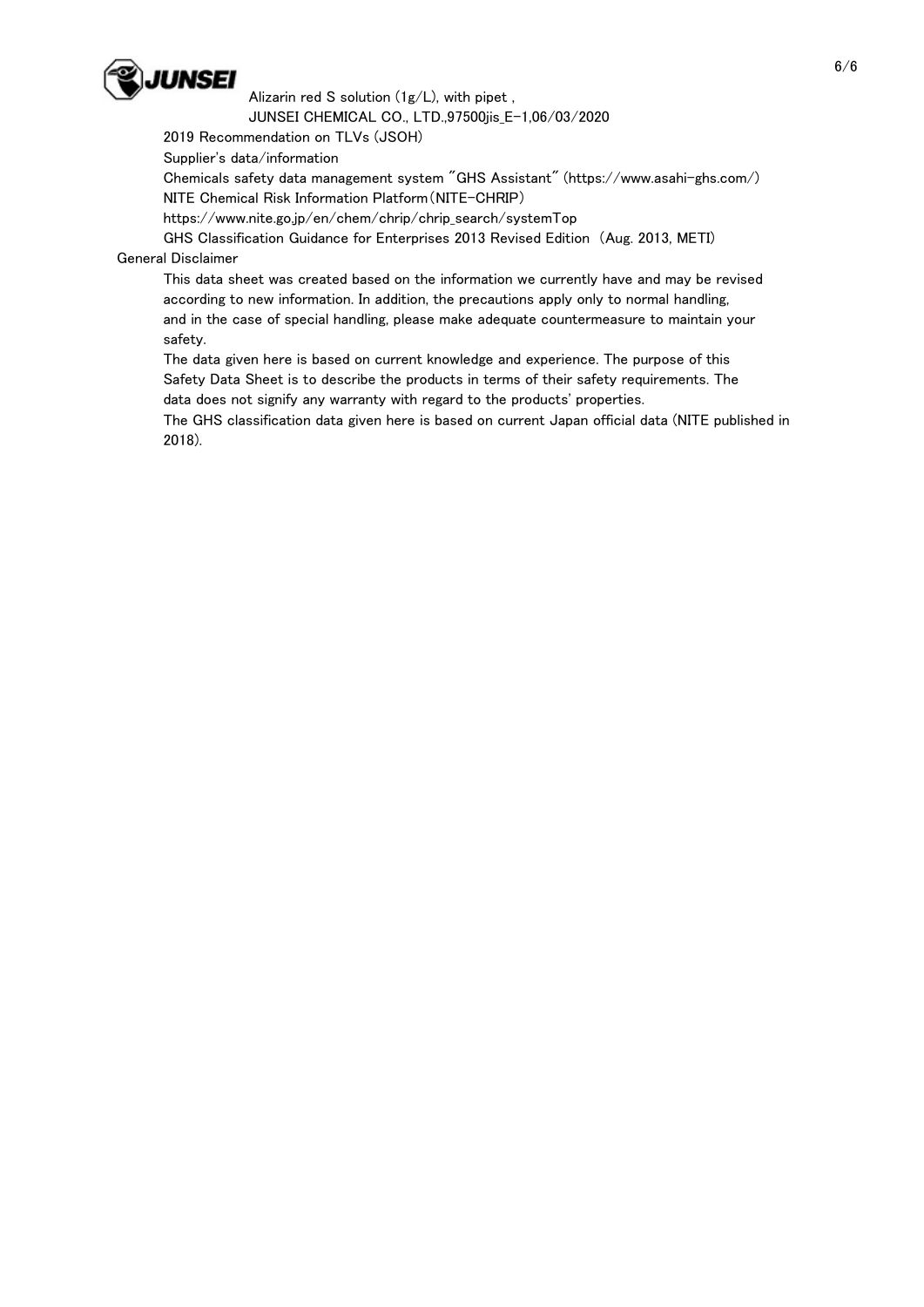2019 Recommendation on TLVs (JSOH)

Supplier's data/information

Chemicals safety data management system "GHS Assistant" (https://www.asahi-ghs.com/)

NITE Chemical Risk Information Platform(NITE-CHRIP)

https://www.nite.go.jp/en/chem/chrip/chrip_search/systemTop

GHS Classification Guidance for Enterprises 2013 Revised Edition (Aug. 2013, METI)

General Disclaimer

This data sheet was created based on the information we currently have and may be revised according to new information. In addition, the precautions apply only to normal handling, and in the case of special handling, please make adequate countermeasure to maintain your safety.

The data given here is based on current knowledge and experience. The purpose of this Safety Data Sheet is to describe the products in terms of their safety requirements. The data does not signify any warranty with regard to the products' properties.

The GHS classification data given here is based on current Japan official data (NITE published in 2018).